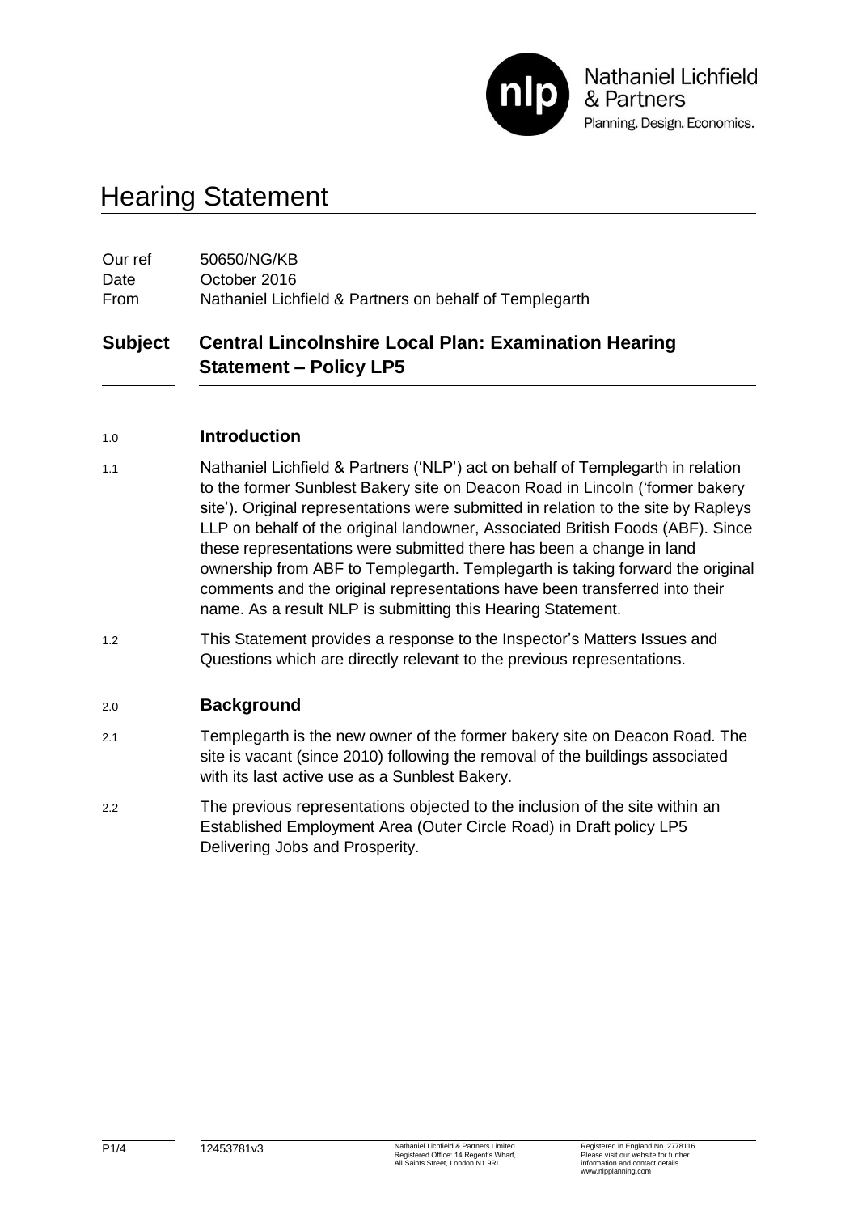# Hearing Statement

| | |
|---|---|
| Our ref | 50650/NG/KB |
| Date | October 2016 |
| From | Nathaniel Lichfield & Partners on behalf of Templegarth |

## Subject — Central Lincolnshire Local Plan: Examination Hearing Statement – Policy LP5

### 1.0 Introduction

1.1 Nathaniel Lichfield & Partners ('NLP') act on behalf of Templegarth in relation to the former Sunblest Bakery site on Deacon Road in Lincoln ('former bakery site'). Original representations were submitted in relation to the site by Rapleys LLP on behalf of the original landowner, Associated British Foods (ABF). Since these representations were submitted there has been a change in land ownership from ABF to Templegarth. Templegarth is taking forward the original comments and the original representations have been transferred into their name. As a result NLP is submitting this Hearing Statement.

1.2 This Statement provides a response to the Inspector's Matters Issues and Questions which are directly relevant to the previous representations.

### 2.0 Background

2.1 Templegarth is the new owner of the former bakery site on Deacon Road. The site is vacant (since 2010) following the removal of the buildings associated with its last active use as a Sunblest Bakery.

2.2 The previous representations objected to the inclusion of the site within an Established Employment Area (Outer Circle Road) in Draft policy LP5 Delivering Jobs and Prosperity.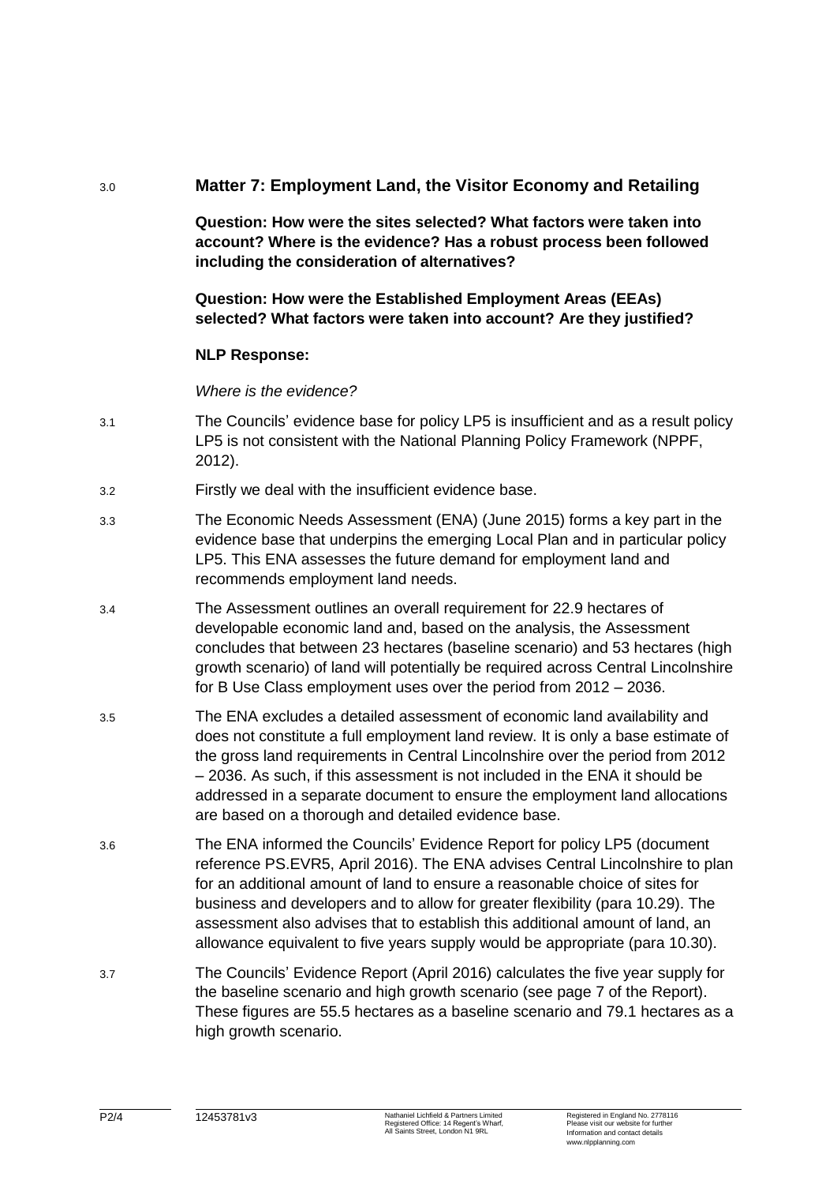## 3.0 Matter 7: Employment Land, the Visitor Economy and Retailing

**Question: How were the sites selected? What factors were taken into account? Where is the evidence? Has a robust process been followed including the consideration of alternatives?**

**Question: How were the Established Employment Areas (EEAs) selected? What factors were taken into account? Are they justified?**

**NLP Response:**

*Where is the evidence?*

3.1 The Councils' evidence base for policy LP5 is insufficient and as a result policy LP5 is not consistent with the National Planning Policy Framework (NPPF, 2012).

3.2 Firstly we deal with the insufficient evidence base.

3.3 The Economic Needs Assessment (ENA) (June 2015) forms a key part in the evidence base that underpins the emerging Local Plan and in particular policy LP5. This ENA assesses the future demand for employment land and recommends employment land needs.

3.4 The Assessment outlines an overall requirement for 22.9 hectares of developable economic land and, based on the analysis, the Assessment concludes that between 23 hectares (baseline scenario) and 53 hectares (high growth scenario) of land will potentially be required across Central Lincolnshire for B Use Class employment uses over the period from 2012 – 2036.

3.5 The ENA excludes a detailed assessment of economic land availability and does not constitute a full employment land review. It is only a base estimate of the gross land requirements in Central Lincolnshire over the period from 2012 – 2036. As such, if this assessment is not included in the ENA it should be addressed in a separate document to ensure the employment land allocations are based on a thorough and detailed evidence base.

3.6 The ENA informed the Councils' Evidence Report for policy LP5 (document reference PS.EVR5, April 2016). The ENA advises Central Lincolnshire to plan for an additional amount of land to ensure a reasonable choice of sites for business and developers and to allow for greater flexibility (para 10.29). The assessment also advises that to establish this additional amount of land, an allowance equivalent to five years supply would be appropriate (para 10.30).

3.7 The Councils' Evidence Report (April 2016) calculates the five year supply for the baseline scenario and high growth scenario (see page 7 of the Report). These figures are 55.5 hectares as a baseline scenario and 79.1 hectares as a high growth scenario.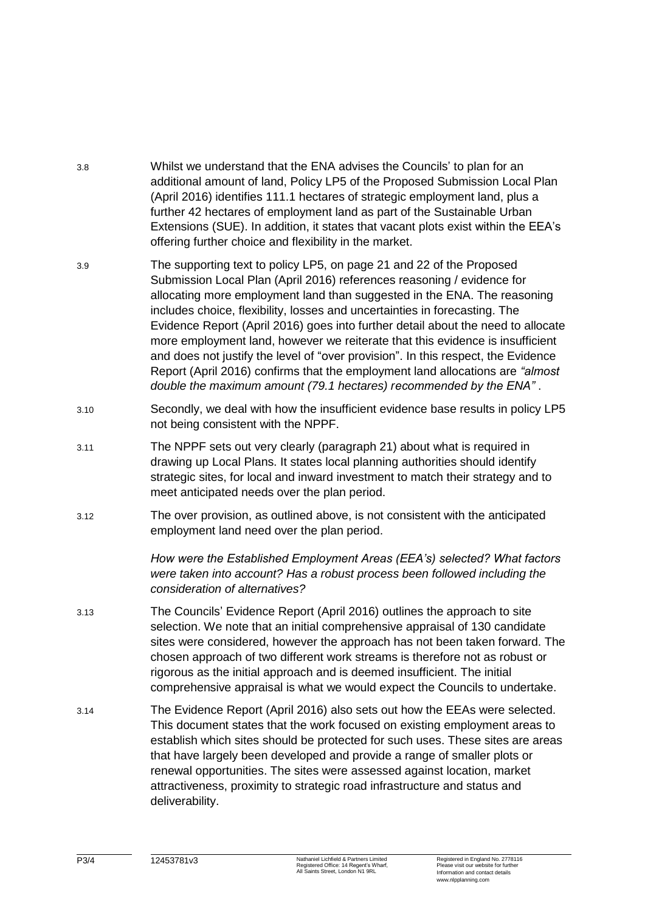3.8 Whilst we understand that the ENA advises the Councils' to plan for an additional amount of land, Policy LP5 of the Proposed Submission Local Plan (April 2016) identifies 111.1 hectares of strategic employment land, plus a further 42 hectares of employment land as part of the Sustainable Urban Extensions (SUE). In addition, it states that vacant plots exist within the EEA's offering further choice and flexibility in the market.

3.9 The supporting text to policy LP5, on page 21 and 22 of the Proposed Submission Local Plan (April 2016) references reasoning / evidence for allocating more employment land than suggested in the ENA. The reasoning includes choice, flexibility, losses and uncertainties in forecasting. The Evidence Report (April 2016) goes into further detail about the need to allocate more employment land, however we reiterate that this evidence is insufficient and does not justify the level of "over provision". In this respect, the Evidence Report (April 2016) confirms that the employment land allocations are *"almost double the maximum amount (79.1 hectares) recommended by the ENA"* .

3.10 Secondly, we deal with how the insufficient evidence base results in policy LP5 not being consistent with the NPPF.

3.11 The NPPF sets out very clearly (paragraph 21) about what is required in drawing up Local Plans. It states local planning authorities should identify strategic sites, for local and inward investment to match their strategy and to meet anticipated needs over the plan period.

3.12 The over provision, as outlined above, is not consistent with the anticipated employment land need over the plan period.

*How were the Established Employment Areas (EEA's) selected? What factors were taken into account? Has a robust process been followed including the consideration of alternatives?*

3.13 The Councils' Evidence Report (April 2016) outlines the approach to site selection. We note that an initial comprehensive appraisal of 130 candidate sites were considered, however the approach has not been taken forward. The chosen approach of two different work streams is therefore not as robust or rigorous as the initial approach and is deemed insufficient. The initial comprehensive appraisal is what we would expect the Councils to undertake.

3.14 The Evidence Report (April 2016) also sets out how the EEAs were selected. This document states that the work focused on existing employment areas to establish which sites should be protected for such uses. These sites are areas that have largely been developed and provide a range of smaller plots or renewal opportunities. The sites were assessed against location, market attractiveness, proximity to strategic road infrastructure and status and deliverability.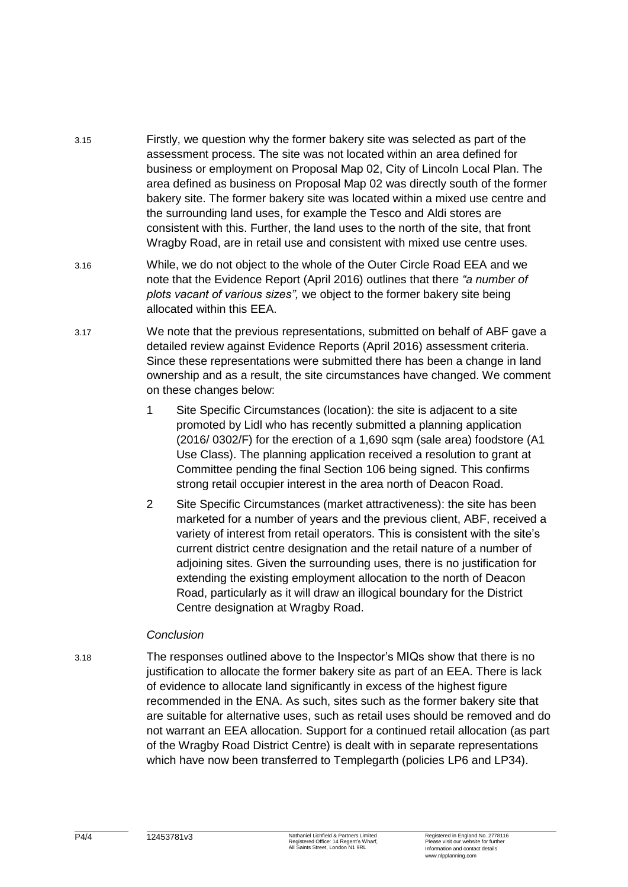3.15 Firstly, we question why the former bakery site was selected as part of the assessment process. The site was not located within an area defined for business or employment on Proposal Map 02, City of Lincoln Local Plan. The area defined as business on Proposal Map 02 was directly south of the former bakery site. The former bakery site was located within a mixed use centre and the surrounding land uses, for example the Tesco and Aldi stores are consistent with this. Further, the land uses to the north of the site, that front Wragby Road, are in retail use and consistent with mixed use centre uses.

3.16 While, we do not object to the whole of the Outer Circle Road EEA and we note that the Evidence Report (April 2016) outlines that there *"a number of plots vacant of various sizes",* we object to the former bakery site being allocated within this EEA.

3.17 We note that the previous representations, submitted on behalf of ABF gave a detailed review against Evidence Reports (April 2016) assessment criteria. Since these representations were submitted there has been a change in land ownership and as a result, the site circumstances have changed. We comment on these changes below:

1. Site Specific Circumstances (location): the site is adjacent to a site promoted by Lidl who has recently submitted a planning application (2016/ 0302/F) for the erection of a 1,690 sqm (sale area) foodstore (A1 Use Class). The planning application received a resolution to grant at Committee pending the final Section 106 being signed. This confirms strong retail occupier interest in the area north of Deacon Road.
2. Site Specific Circumstances (market attractiveness): the site has been marketed for a number of years and the previous client, ABF, received a variety of interest from retail operators. This is consistent with the site's current district centre designation and the retail nature of a number of adjoining sites. Given the surrounding uses, there is no justification for extending the existing employment allocation to the north of Deacon Road, particularly as it will draw an illogical boundary for the District Centre designation at Wragby Road.

*Conclusion*

3.18 The responses outlined above to the Inspector's MIQs show that there is no justification to allocate the former bakery site as part of an EEA. There is lack of evidence to allocate land significantly in excess of the highest figure recommended in the ENA. As such, sites such as the former bakery site that are suitable for alternative uses, such as retail uses should be removed and do not warrant an EEA allocation. Support for a continued retail allocation (as part of the Wragby Road District Centre) is dealt with in separate representations which have now been transferred to Templegarth (policies LP6 and LP34).